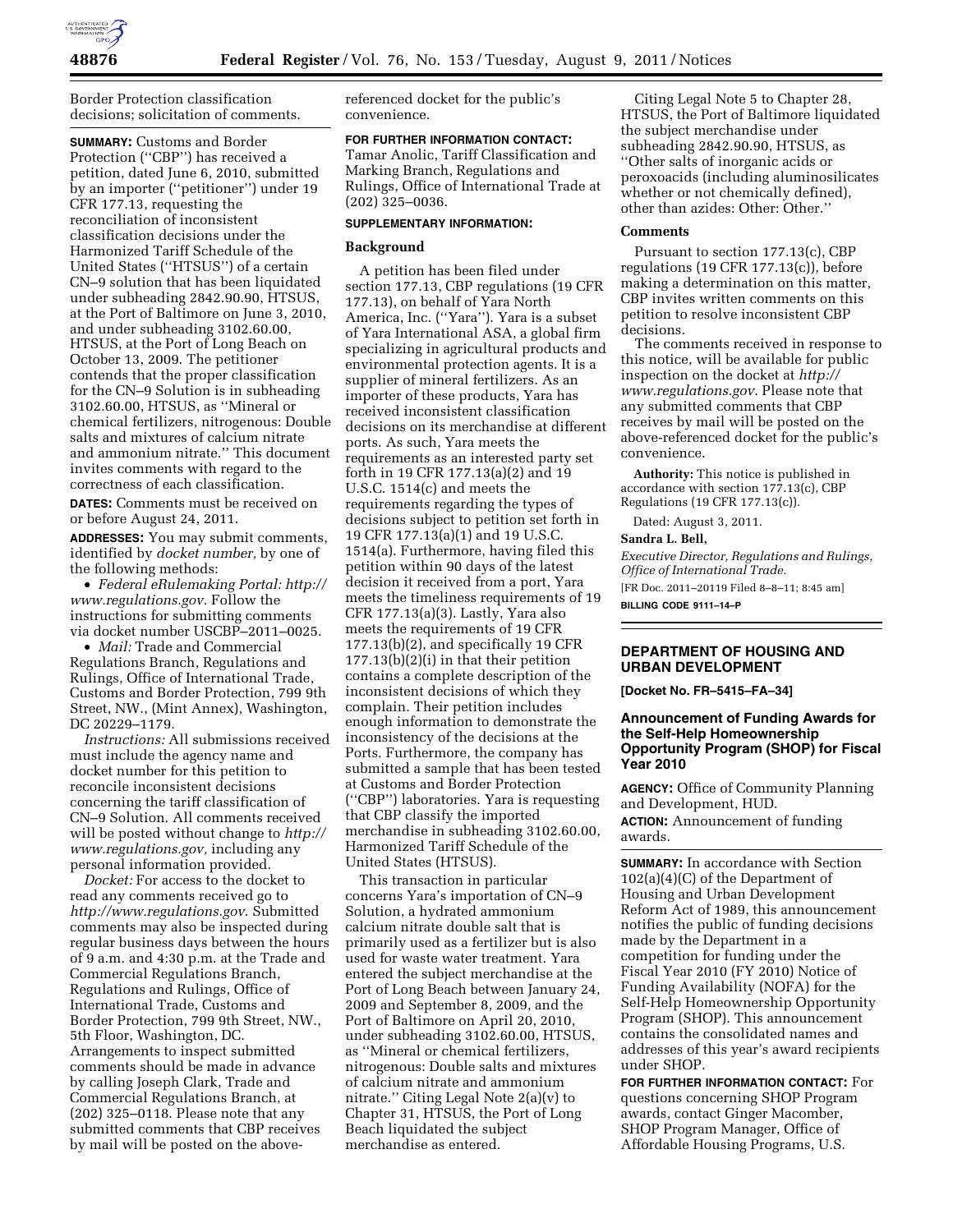Border Protection classification decisions; solicitation of comments.

**SUMMARY:** Customs and Border Protection (''CBP'') has received a petition, dated June 6, 2010, submitted by an importer (''petitioner'') under 19 CFR 177.13, requesting the reconciliation of inconsistent classification decisions under the Harmonized Tariff Schedule of the United States (''HTSUS'') of a certain CN–9 solution that has been liquidated under subheading 2842.90.90, HTSUS, at the Port of Baltimore on June 3, 2010, and under subheading 3102.60.00, HTSUS, at the Port of Long Beach on October 13, 2009. The petitioner contends that the proper classification for the CN–9 Solution is in subheading 3102.60.00, HTSUS, as ''Mineral or chemical fertilizers, nitrogenous: Double salts and mixtures of calcium nitrate and ammonium nitrate.'' This document invites comments with regard to the correctness of each classification.

**DATES:** Comments must be received on or before August 24, 2011.

**ADDRESSES:** You may submit comments, identified by *docket number,* by one of the following methods:

- *Federal eRulemaking Portal: http://www.regulations.gov*. Follow the instructions for submitting comments via docket number USCBP–2011–0025.
- *Mail:* Trade and Commercial Regulations Branch, Regulations and Rulings, Office of International Trade, Customs and Border Protection, 799 9th Street, NW., (Mint Annex), Washington, DC 20229–1179.

*Instructions:* All submissions received must include the agency name and docket number for this petition to reconcile inconsistent decisions concerning the tariff classification of CN–9 Solution. All comments received will be posted without change to *http://www.regulations.gov,* including any personal information provided.

*Docket:* For access to the docket to read any comments received go to *http://www.regulations.gov*. Submitted comments may also be inspected during regular business days between the hours of 9 a.m. and 4:30 p.m. at the Trade and Commercial Regulations Branch, Regulations and Rulings, Office of International Trade, Customs and Border Protection, 799 9th Street, NW., 5th Floor, Washington, DC. Arrangements to inspect submitted comments should be made in advance by calling Joseph Clark, Trade and Commercial Regulations Branch, at (202) 325–0118. Please note that any submitted comments that CBP receives by mail will be posted on the above-referenced docket for the public's convenience.

**FOR FURTHER INFORMATION CONTACT:** Tamar Anolic, Tariff Classification and Marking Branch, Regulations and Rulings, Office of International Trade at (202) 325–0036.

**SUPPLEMENTARY INFORMATION:**

**Background**

A petition has been filed under section 177.13, CBP regulations (19 CFR 177.13), on behalf of Yara North America, Inc. (''Yara''). Yara is a subset of Yara International ASA, a global firm specializing in agricultural products and environmental protection agents. It is a supplier of mineral fertilizers. As an importer of these products, Yara has received inconsistent classification decisions on its merchandise at different ports. As such, Yara meets the requirements as an interested party set forth in 19 CFR 177.13(a)(2) and 19 U.S.C. 1514(c) and meets the requirements regarding the types of decisions subject to petition set forth in 19 CFR 177.13(a)(1) and 19 U.S.C. 1514(a). Furthermore, having filed this petition within 90 days of the latest decision it received from a port, Yara meets the timeliness requirements of 19 CFR 177.13(a)(3). Lastly, Yara also meets the requirements of 19 CFR 177.13(b)(2), and specifically 19 CFR 177.13(b)(2)(i) in that their petition contains a complete description of the inconsistent decisions of which they complain. Their petition includes enough information to demonstrate the inconsistency of the decisions at the Ports. Furthermore, the company has submitted a sample that has been tested at Customs and Border Protection (''CBP'') laboratories. Yara is requesting that CBP classify the imported merchandise in subheading 3102.60.00, Harmonized Tariff Schedule of the United States (HTSUS).

This transaction in particular concerns Yara's importation of CN–9 Solution, a hydrated ammonium calcium nitrate double salt that is primarily used as a fertilizer but is also used for waste water treatment. Yara entered the subject merchandise at the Port of Long Beach between January 24, 2009 and September 8, 2009, and the Port of Baltimore on April 20, 2010, under subheading 3102.60.00, HTSUS, as ''Mineral or chemical fertilizers, nitrogenous: Double salts and mixtures of calcium nitrate and ammonium nitrate.'' Citing Legal Note 2(a)(v) to Chapter 31, HTSUS, the Port of Long Beach liquidated the subject merchandise as entered.

Citing Legal Note 5 to Chapter 28, HTSUS, the Port of Baltimore liquidated the subject merchandise under subheading 2842.90.90, HTSUS, as ''Other salts of inorganic acids or peroxoacids (including aluminosilicates whether or not chemically defined), other than azides: Other: Other.''

**Comments**

Pursuant to section 177.13(c), CBP regulations (19 CFR 177.13(c)), before making a determination on this matter, CBP invites written comments on this petition to resolve inconsistent CBP decisions.

The comments received in response to this notice, will be available for public inspection on the docket at *http://www.regulations.gov*. Please note that any submitted comments that CBP receives by mail will be posted on the above-referenced docket for the public's convenience.

**Authority:** This notice is published in accordance with section 177.13(c), CBP Regulations (19 CFR 177.13(c)).

Dated: August 3, 2011.

**Sandra L. Bell,**

*Executive Director, Regulations and Rulings, Office of International Trade.*

[FR Doc. 2011–20119 Filed 8–8–11; 8:45 am]

**BILLING CODE 9111–14–P**

## DEPARTMENT OF HOUSING AND URBAN DEVELOPMENT

**[Docket No. FR–5415–FA–34]**

### Announcement of Funding Awards for the Self-Help Homeownership Opportunity Program (SHOP) for Fiscal Year 2010

**AGENCY:** Office of Community Planning and Development, HUD.

**ACTION:** Announcement of funding awards.

**SUMMARY:** In accordance with Section 102(a)(4)(C) of the Department of Housing and Urban Development Reform Act of 1989, this announcement notifies the public of funding decisions made by the Department in a competition for funding under the Fiscal Year 2010 (FY 2010) Notice of Funding Availability (NOFA) for the Self-Help Homeownership Opportunity Program (SHOP). This announcement contains the consolidated names and addresses of this year's award recipients under SHOP.

**FOR FURTHER INFORMATION CONTACT:** For questions concerning SHOP Program awards, contact Ginger Macomber, SHOP Program Manager, Office of Affordable Housing Programs, U.S.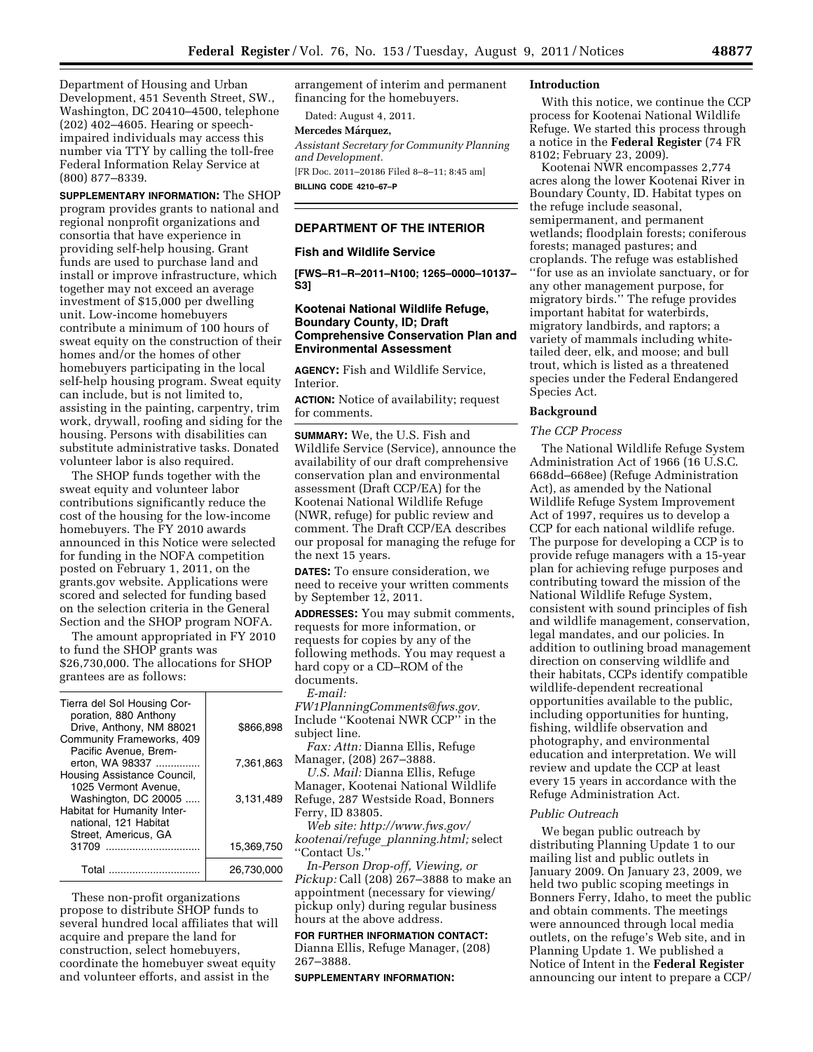Department of Housing and Urban Development, 451 Seventh Street, SW., Washington, DC 20410–4500, telephone (202) 402–4605. Hearing or speech-impaired individuals may access this number via TTY by calling the toll-free Federal Information Relay Service at (800) 877–8339.

**SUPPLEMENTARY INFORMATION:** The SHOP program provides grants to national and regional nonprofit organizations and consortia that have experience in providing self-help housing. Grant funds are used to purchase land and install or improve infrastructure, which together may not exceed an average investment of $15,000 per dwelling unit. Low-income homebuyers contribute a minimum of 100 hours of sweat equity on the construction of their homes and/or the homes of other homebuyers participating in the local self-help housing program. Sweat equity can include, but is not limited to, assisting in the painting, carpentry, trim work, drywall, roofing and siding for the housing. Persons with disabilities can substitute administrative tasks. Donated volunteer labor is also required.

The SHOP funds together with the sweat equity and volunteer labor contributions significantly reduce the cost of the housing for the low-income homebuyers. The FY 2010 awards announced in this Notice were selected for funding in the NOFA competition posted on February 1, 2011, on the grants.gov website. Applications were scored and selected for funding based on the selection criteria in the General Section and the SHOP program NOFA.

The amount appropriated in FY 2010 to fund the SHOP grants was $26,730,000. The allocations for SHOP grantees are as follows:

| | |
|---|---|
| Tierra del Sol Housing Corporation, 880 Anthony Drive, Anthony, NM 88021 | $866,898 |
| Community Frameworks, 409 Pacific Avenue, Bremerton, WA 98337 | 7,361,863 |
| Housing Assistance Council, 1025 Vermont Avenue, Washington, DC 20005 | 3,131,489 |
| Habitat for Humanity International, 121 Habitat Street, Americus, GA 31709 | 15,369,750 |
| Total | 26,730,000 |

These non-profit organizations propose to distribute SHOP funds to several hundred local affiliates that will acquire and prepare the land for construction, select homebuyers, coordinate the homebuyer sweat equity and volunteer efforts, and assist in the arrangement of interim and permanent financing for the homebuyers.

Dated: August 4, 2011.

**Mercedes Márquez,**

*Assistant Secretary for Community Planning and Development.*

[FR Doc. 2011–20186 Filed 8–8–11; 8:45 am]

**BILLING CODE 4210–67–P**

---

## DEPARTMENT OF THE INTERIOR

### Fish and Wildlife Service

**[FWS–R1–R–2011–N100; 1265–0000–10137–S3]**

### Kootenai National Wildlife Refuge, Boundary County, ID; Draft Comprehensive Conservation Plan and Environmental Assessment

**AGENCY:** Fish and Wildlife Service, Interior.

**ACTION:** Notice of availability; request for comments.

**SUMMARY:** We, the U.S. Fish and Wildlife Service (Service), announce the availability of our draft comprehensive conservation plan and environmental assessment (Draft CCP/EA) for the Kootenai National Wildlife Refuge (NWR, refuge) for public review and comment. The Draft CCP/EA describes our proposal for managing the refuge for the next 15 years.

**DATES:** To ensure consideration, we need to receive your written comments by September 12, 2011.

**ADDRESSES:** You may submit comments, requests for more information, or requests for copies by any of the following methods. You may request a hard copy or a CD–ROM of the documents.

*E-mail: FW1PlanningComments@fws.gov.* Include ''Kootenai NWR CCP'' in the subject line.

*Fax: Attn:* Dianna Ellis, Refuge Manager, (208) 267–3888.

*U.S. Mail:* Dianna Ellis, Refuge Manager, Kootenai National Wildlife Refuge, 287 Westside Road, Bonners Ferry, ID 83805.

*Web site: http://www.fws.gov/kootenai/refuge_planning.html;* select ''Contact Us.''

*In-Person Drop-off, Viewing, or Pickup:* Call (208) 267–3888 to make an appointment (necessary for viewing/pickup only) during regular business hours at the above address.

**FOR FURTHER INFORMATION CONTACT:** Dianna Ellis, Refuge Manager, (208) 267–3888.

**SUPPLEMENTARY INFORMATION:**

#### Introduction

With this notice, we continue the CCP process for Kootenai National Wildlife Refuge. We started this process through a notice in the **Federal Register** (74 FR 8102; February 23, 2009).

Kootenai NWR encompasses 2,774 acres along the lower Kootenai River in Boundary County, ID. Habitat types on the refuge include seasonal, semipermanent, and permanent wetlands; floodplain forests; coniferous forests; managed pastures; and croplands. The refuge was established ''for use as an inviolate sanctuary, or for any other management purpose, for migratory birds.'' The refuge provides important habitat for waterbirds, migratory landbirds, and raptors; a variety of mammals including white-tailed deer, elk, and moose; and bull trout, which is listed as a threatened species under the Federal Endangered Species Act.

#### Background

*The CCP Process*

The National Wildlife Refuge System Administration Act of 1966 (16 U.S.C. 668dd–668ee) (Refuge Administration Act), as amended by the National Wildlife Refuge System Improvement Act of 1997, requires us to develop a CCP for each national wildlife refuge. The purpose for developing a CCP is to provide refuge managers with a 15-year plan for achieving refuge purposes and contributing toward the mission of the National Wildlife Refuge System, consistent with sound principles of fish and wildlife management, conservation, legal mandates, and our policies. In addition to outlining broad management direction on conserving wildlife and their habitats, CCPs identify compatible wildlife-dependent recreational opportunities available to the public, including opportunities for hunting, fishing, wildlife observation and photography, and environmental education and interpretation. We will review and update the CCP at least every 15 years in accordance with the Refuge Administration Act.

*Public Outreach*

We began public outreach by distributing Planning Update 1 to our mailing list and public outlets in January 2009. On January 23, 2009, we held two public scoping meetings in Bonners Ferry, Idaho, to meet the public and obtain comments. The meetings were announced through local media outlets, on the refuge's Web site, and in Planning Update 1. We published a Notice of Intent in the **Federal Register** announcing our intent to prepare a CCP/